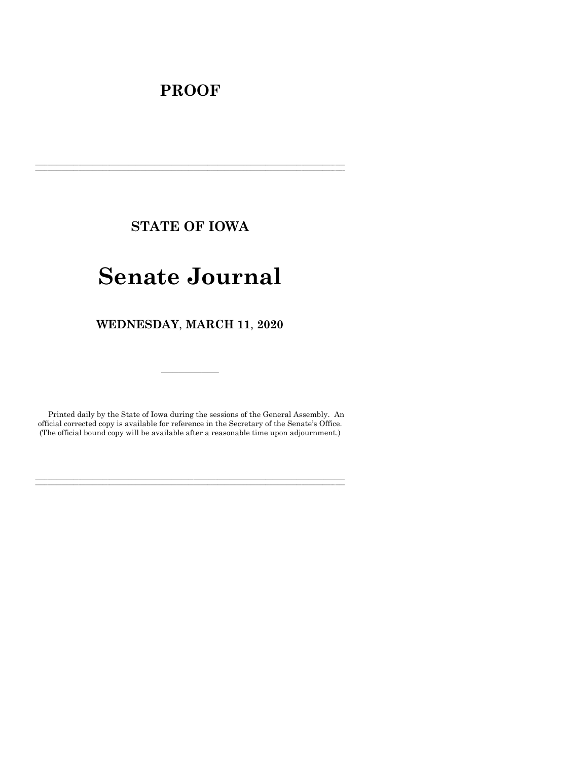**PROOF**

---

**STATE OF IOWA**

# Senate Journal

**WEDNESDAY, MARCH 11, 2020**

---

Printed daily by the State of Iowa during the sessions of the General Assembly. An official corrected copy is available for reference in the Secretary of the Senate's Office. (The official bound copy will be available after a reasonable time upon adjournment.)

---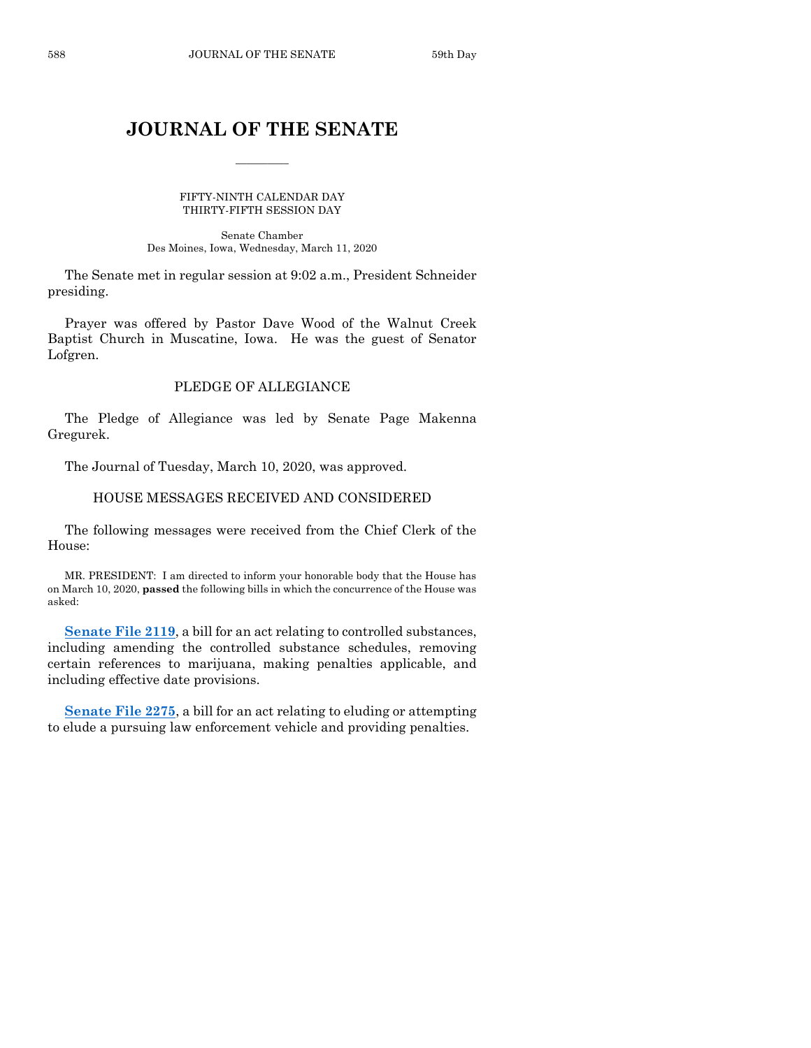# JOURNAL OF THE SENATE

FIFTY-NINTH CALENDAR DAY
THIRTY-FIFTH SESSION DAY

Senate Chamber
Des Moines, Iowa, Wednesday, March 11, 2020

The Senate met in regular session at 9:02 a.m., President Schneider presiding.

Prayer was offered by Pastor Dave Wood of the Walnut Creek Baptist Church in Muscatine, Iowa. He was the guest of Senator Lofgren.

## PLEDGE OF ALLEGIANCE

The Pledge of Allegiance was led by Senate Page Makenna Gregurek.

The Journal of Tuesday, March 10, 2020, was approved.

## HOUSE MESSAGES RECEIVED AND CONSIDERED

The following messages were received from the Chief Clerk of the House:

MR. PRESIDENT: I am directed to inform your honorable body that the House has on March 10, 2020, **passed** the following bills in which the concurrence of the House was asked:

**Senate File 2119**, a bill for an act relating to controlled substances, including amending the controlled substance schedules, removing certain references to marijuana, making penalties applicable, and including effective date provisions.

**Senate File 2275**, a bill for an act relating to eluding or attempting to elude a pursuing law enforcement vehicle and providing penalties.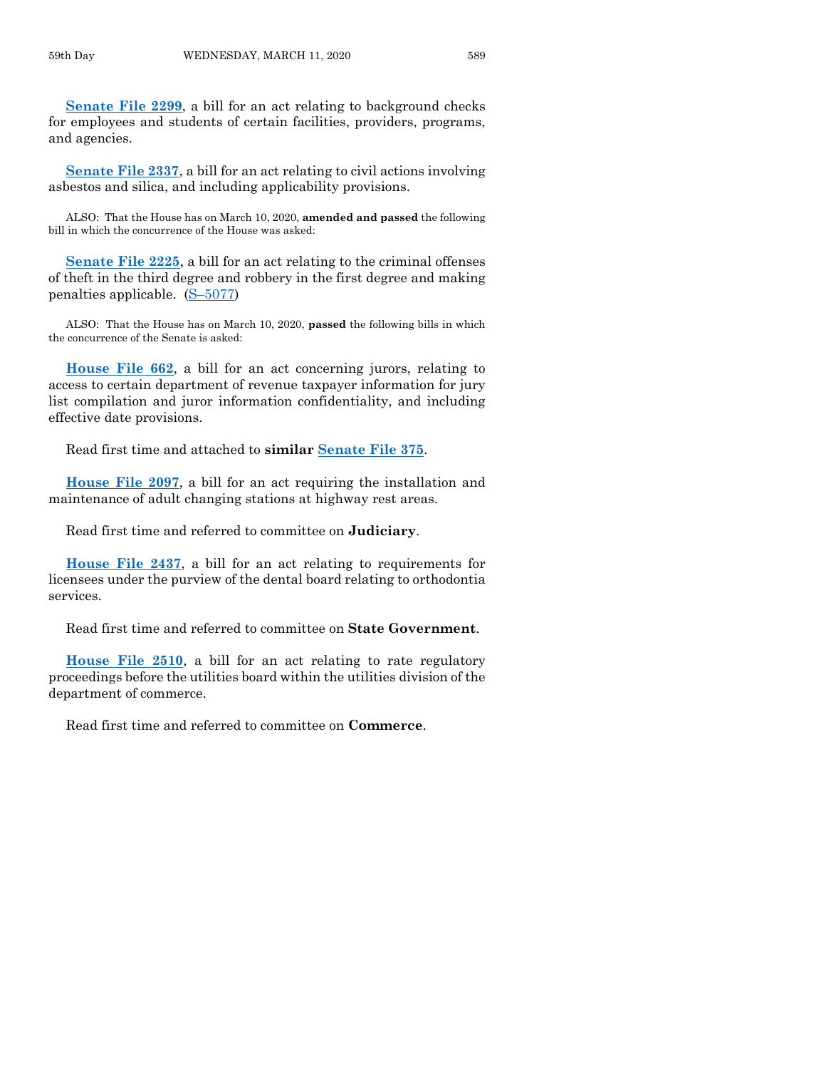**Senate File 2299**, a bill for an act relating to background checks for employees and students of certain facilities, providers, programs, and agencies.

**Senate File 2337**, a bill for an act relating to civil actions involving asbestos and silica, and including applicability provisions.

ALSO: That the House has on March 10, 2020, **amended and passed** the following bill in which the concurrence of the House was asked:

**Senate File 2225**, a bill for an act relating to the criminal offenses of theft in the third degree and robbery in the first degree and making penalties applicable. (S–5077)

ALSO: That the House has on March 10, 2020, **passed** the following bills in which the concurrence of the Senate is asked:

**House File 662**, a bill for an act concerning jurors, relating to access to certain department of revenue taxpayer information for jury list compilation and juror information confidentiality, and including effective date provisions.

Read first time and attached to **similar Senate File 375**.

**House File 2097**, a bill for an act requiring the installation and maintenance of adult changing stations at highway rest areas.

Read first time and referred to committee on **Judiciary**.

**House File 2437**, a bill for an act relating to requirements for licensees under the purview of the dental board relating to orthodontia services.

Read first time and referred to committee on **State Government**.

**House File 2510**, a bill for an act relating to rate regulatory proceedings before the utilities board within the utilities division of the department of commerce.

Read first time and referred to committee on **Commerce**.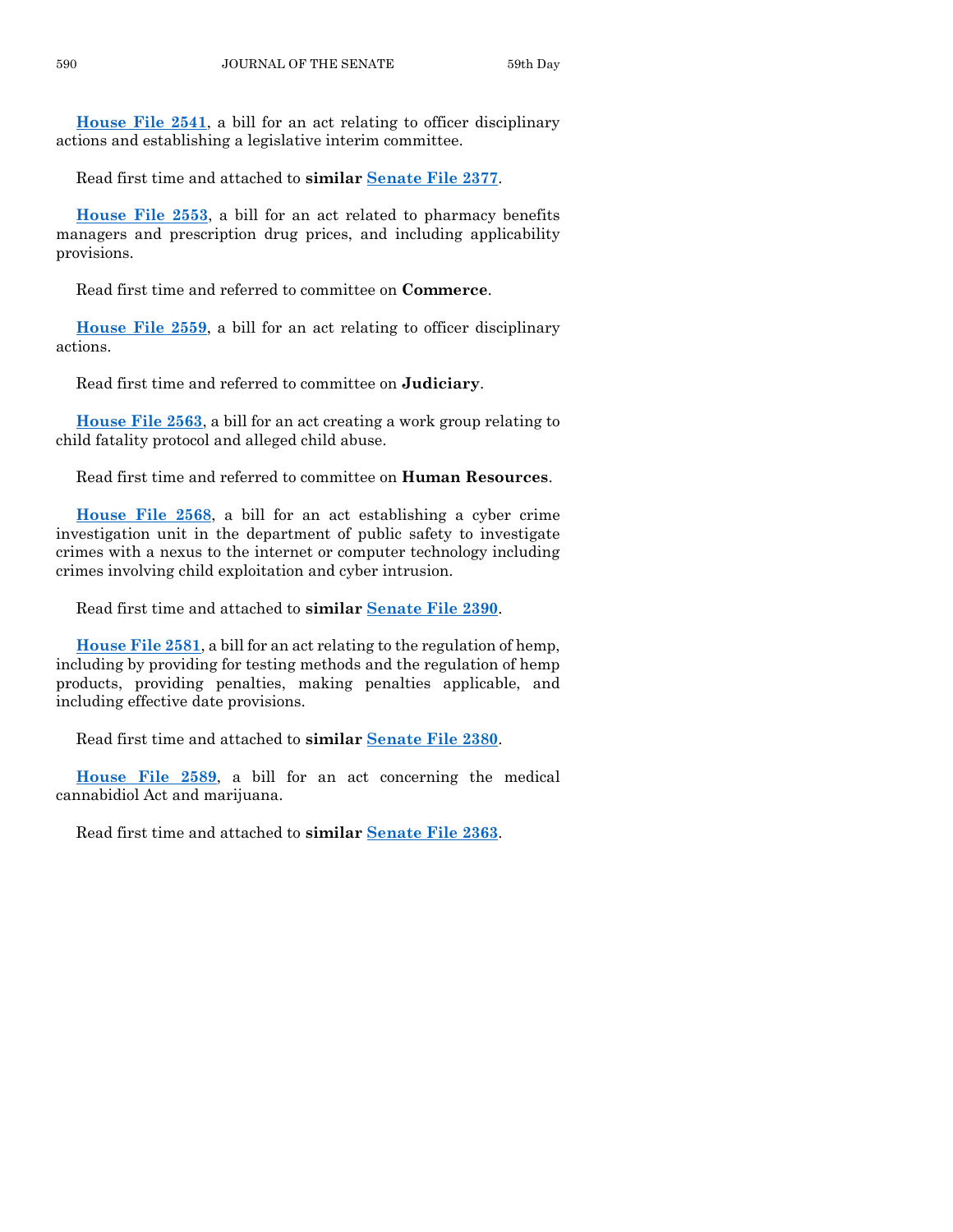**House File 2541**, a bill for an act relating to officer disciplinary actions and establishing a legislative interim committee.

Read first time and attached to **similar Senate File 2377**.

**House File 2553**, a bill for an act related to pharmacy benefits managers and prescription drug prices, and including applicability provisions.

Read first time and referred to committee on **Commerce**.

**House File 2559**, a bill for an act relating to officer disciplinary actions.

Read first time and referred to committee on **Judiciary**.

**House File 2563**, a bill for an act creating a work group relating to child fatality protocol and alleged child abuse.

Read first time and referred to committee on **Human Resources**.

**House File 2568**, a bill for an act establishing a cyber crime investigation unit in the department of public safety to investigate crimes with a nexus to the internet or computer technology including crimes involving child exploitation and cyber intrusion.

Read first time and attached to **similar Senate File 2390**.

**House File 2581**, a bill for an act relating to the regulation of hemp, including by providing for testing methods and the regulation of hemp products, providing penalties, making penalties applicable, and including effective date provisions.

Read first time and attached to **similar Senate File 2380**.

**House File 2589**, a bill for an act concerning the medical cannabidiol Act and marijuana.

Read first time and attached to **similar Senate File 2363**.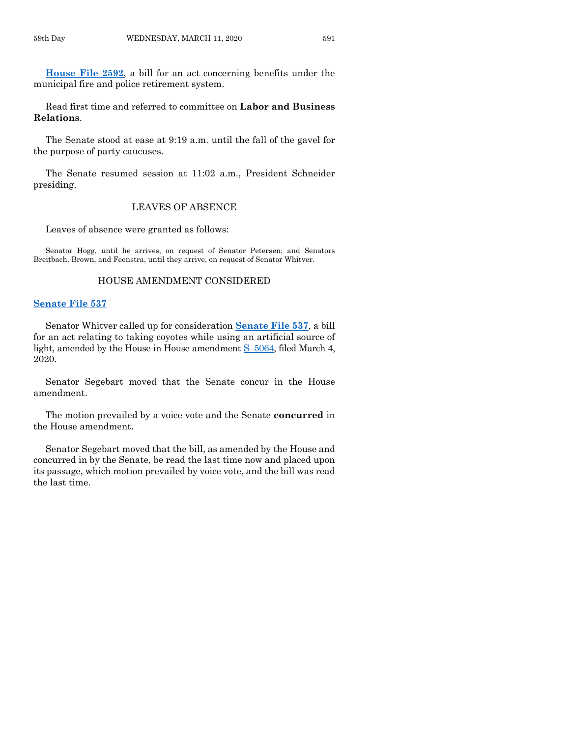**House File 2592**, a bill for an act concerning benefits under the municipal fire and police retirement system.

Read first time and referred to committee on **Labor and Business Relations**.

The Senate stood at ease at 9:19 a.m. until the fall of the gavel for the purpose of party caucuses.

The Senate resumed session at 11:02 a.m., President Schneider presiding.

## LEAVES OF ABSENCE

Leaves of absence were granted as follows:

Senator Hogg, until he arrives, on request of Senator Petersen; and Senators Breitbach, Brown, and Feenstra, until they arrive, on request of Senator Whitver.

## HOUSE AMENDMENT CONSIDERED

### Senate File 537

Senator Whitver called up for consideration **Senate File 537**, a bill for an act relating to taking coyotes while using an artificial source of light, amended by the House in House amendment S–5064, filed March 4, 2020.

Senator Segebart moved that the Senate concur in the House amendment.

The motion prevailed by a voice vote and the Senate **concurred** in the House amendment.

Senator Segebart moved that the bill, as amended by the House and concurred in by the Senate, be read the last time now and placed upon its passage, which motion prevailed by voice vote, and the bill was read the last time.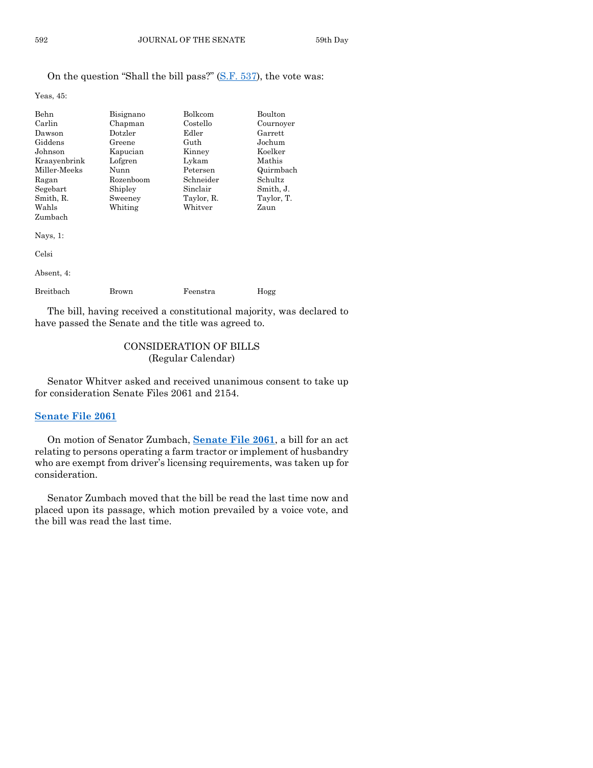On the question "Shall the bill pass?" (S.F. 537), the vote was:

Yeas, 45:

| | | | |
|---|---|---|---|
| Behn | Bisignano | Bolkcom | Boulton |
| Carlin | Chapman | Costello | Cournoyer |
| Dawson | Dotzler | Edler | Garrett |
| Giddens | Greene | Guth | Jochum |
| Johnson | Kapucian | Kinney | Koelker |
| Kraayenbrink | Lofgren | Lykam | Mathis |
| Miller-Meeks | Nunn | Petersen | Quirmbach |
| Ragan | Rozenboom | Schneider | Schultz |
| Segebart | Shipley | Sinclair | Smith, J. |
| Smith, R. | Sweeney | Taylor, R. | Taylor, T. |
| Wahls | Whiting | Whitver | Zaun |
| Zumbach | | | |

Nays, 1:

Celsi

Absent, 4:

| | | | |
|---|---|---|---|
| Breitbach | Brown | Feenstra | Hogg |

The bill, having received a constitutional majority, was declared to have passed the Senate and the title was agreed to.

## CONSIDERATION OF BILLS
(Regular Calendar)

Senator Whitver asked and received unanimous consent to take up for consideration Senate Files 2061 and 2154.

### Senate File 2061

On motion of Senator Zumbach, **Senate File 2061**, a bill for an act relating to persons operating a farm tractor or implement of husbandry who are exempt from driver's licensing requirements, was taken up for consideration.

Senator Zumbach moved that the bill be read the last time now and placed upon its passage, which motion prevailed by a voice vote, and the bill was read the last time.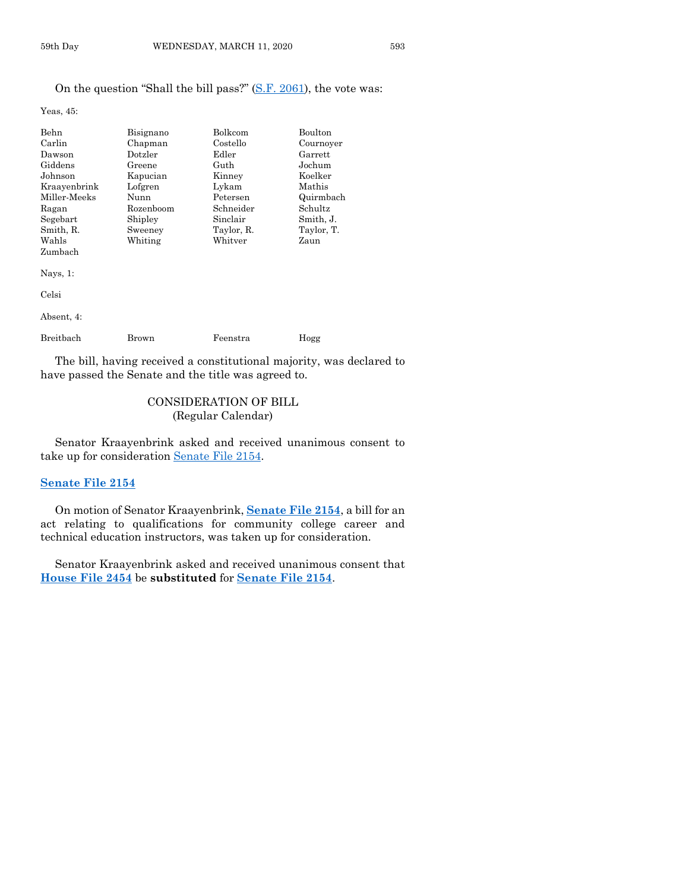On the question "Shall the bill pass?" (S.F. 2061), the vote was:

Yeas, 45:

| | | | |
|---|---|---|---|
| Behn | Bisignano | Bolkcom | Boulton |
| Carlin | Chapman | Costello | Cournoyer |
| Dawson | Dotzler | Edler | Garrett |
| Giddens | Greene | Guth | Jochum |
| Johnson | Kapucian | Kinney | Koelker |
| Kraayenbrink | Lofgren | Lykam | Mathis |
| Miller-Meeks | Nunn | Petersen | Quirmbach |
| Ragan | Rozenboom | Schneider | Schultz |
| Segebart | Shipley | Sinclair | Smith, J. |
| Smith, R. | Sweeney | Taylor, R. | Taylor, T. |
| Wahls | Whiting | Whitver | Zaun |
| Zumbach | | | |

Nays, 1:

Celsi

Absent, 4:

| | | | |
|---|---|---|---|
| Breitbach | Brown | Feenstra | Hogg |

The bill, having received a constitutional majority, was declared to have passed the Senate and the title was agreed to.

## CONSIDERATION OF BILL
(Regular Calendar)

Senator Kraayenbrink asked and received unanimous consent to take up for consideration Senate File 2154.

### Senate File 2154

On motion of Senator Kraayenbrink, **Senate File 2154**, a bill for an act relating to qualifications for community college career and technical education instructors, was taken up for consideration.

Senator Kraayenbrink asked and received unanimous consent that **House File 2454** be **substituted** for **Senate File 2154**.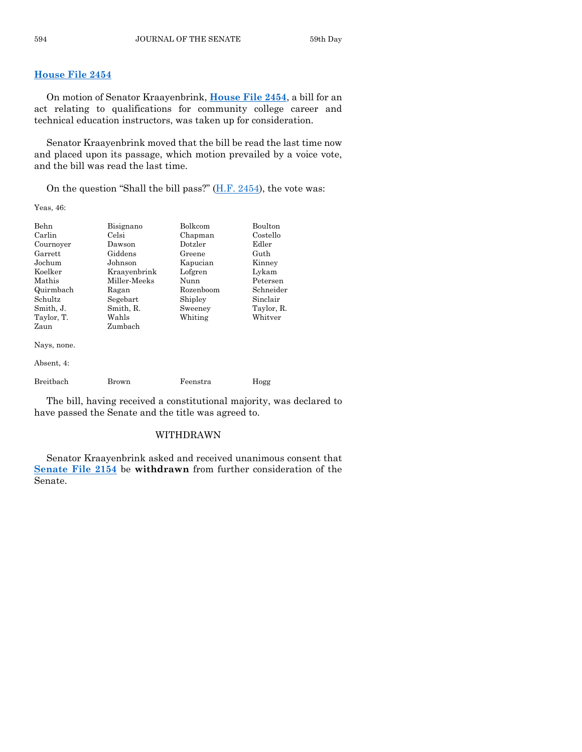## House File 2454

On motion of Senator Kraayenbrink, **House File 2454**, a bill for an act relating to qualifications for community college career and technical education instructors, was taken up for consideration.

Senator Kraayenbrink moved that the bill be read the last time now and placed upon its passage, which motion prevailed by a voice vote, and the bill was read the last time.

On the question "Shall the bill pass?" (H.F. 2454), the vote was:

Yeas, 46:

| | | | |
|---|---|---|---|
| Behn | Bisignano | Bolkcom | Boulton |
| Carlin | Celsi | Chapman | Costello |
| Cournoyer | Dawson | Dotzler | Edler |
| Garrett | Giddens | Greene | Guth |
| Jochum | Johnson | Kapucian | Kinney |
| Koelker | Kraayenbrink | Lofgren | Lykam |
| Mathis | Miller-Meeks | Nunn | Petersen |
| Quirmbach | Ragan | Rozenboom | Schneider |
| Schultz | Segebart | Shipley | Sinclair |
| Smith, J. | Smith, R. | Sweeney | Taylor, R. |
| Taylor, T. | Wahls | Whiting | Whitver |
| Zaun | Zumbach | | |

Nays, none.

Absent, 4:

| | | | |
|---|---|---|---|
| Breitbach | Brown | Feenstra | Hogg |

The bill, having received a constitutional majority, was declared to have passed the Senate and the title was agreed to.

### WITHDRAWN

Senator Kraayenbrink asked and received unanimous consent that **Senate File 2154** be **withdrawn** from further consideration of the Senate.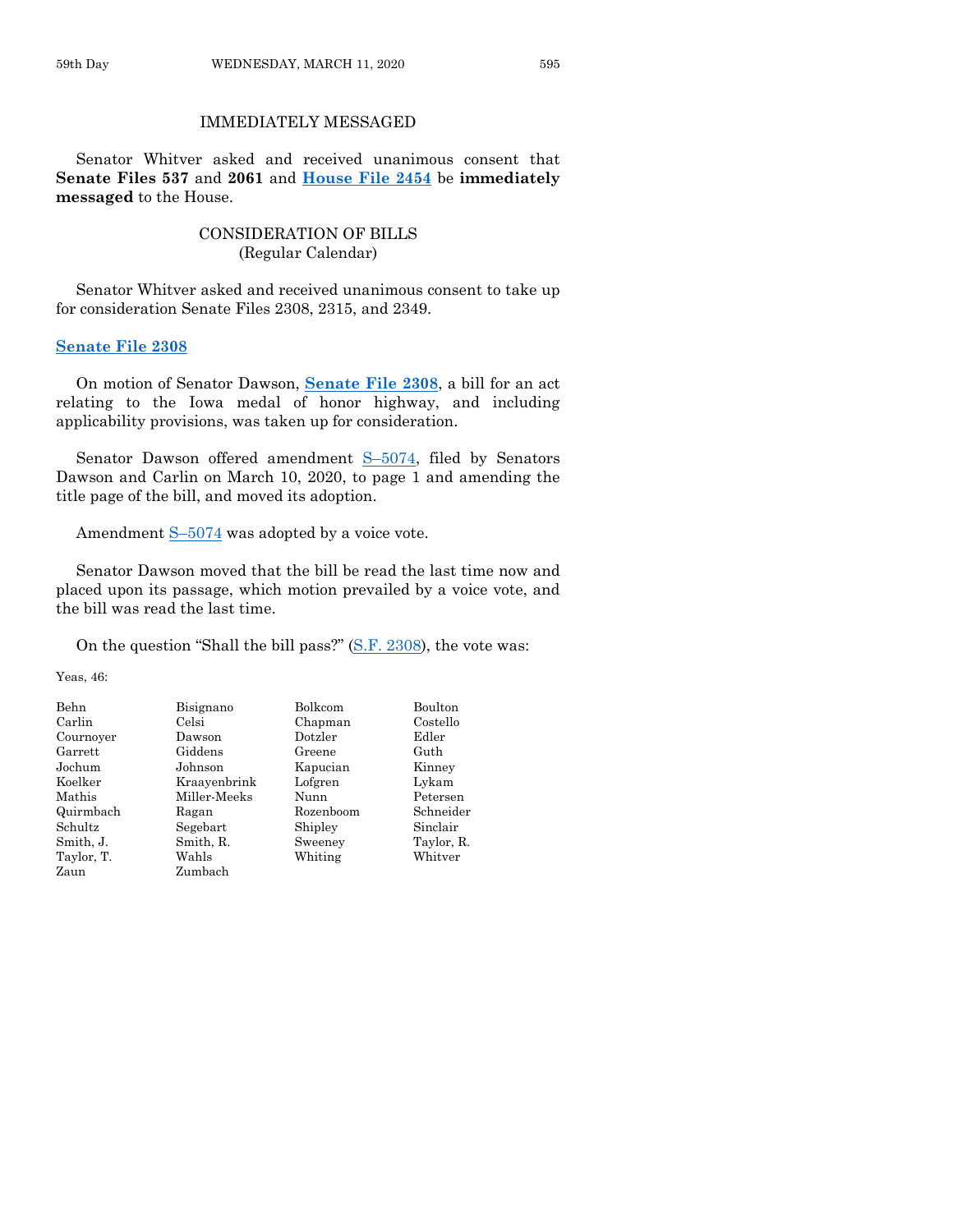IMMEDIATELY MESSAGED

Senator Whitver asked and received unanimous consent that **Senate Files 537** and **2061** and **House File 2454** be **immediately messaged** to the House.

CONSIDERATION OF BILLS
(Regular Calendar)

Senator Whitver asked and received unanimous consent to take up for consideration Senate Files 2308, 2315, and 2349.

**Senate File 2308**

On motion of Senator Dawson, **Senate File 2308**, a bill for an act relating to the Iowa medal of honor highway, and including applicability provisions, was taken up for consideration.

Senator Dawson offered amendment S–5074, filed by Senators Dawson and Carlin on March 10, 2020, to page 1 and amending the title page of the bill, and moved its adoption.

Amendment S–5074 was adopted by a voice vote.

Senator Dawson moved that the bill be read the last time now and placed upon its passage, which motion prevailed by a voice vote, and the bill was read the last time.

On the question "Shall the bill pass?" (S.F. 2308), the vote was:

Yeas, 46:

| | | | |
|---|---|---|---|
| Behn | Bisignano | Bolkcom | Boulton |
| Carlin | Celsi | Chapman | Costello |
| Cournoyer | Dawson | Dotzler | Edler |
| Garrett | Giddens | Greene | Guth |
| Jochum | Johnson | Kapucian | Kinney |
| Koelker | Kraayenbrink | Lofgren | Lykam |
| Mathis | Miller-Meeks | Nunn | Petersen |
| Quirmbach | Ragan | Rozenboom | Schneider |
| Schultz | Segebart | Shipley | Sinclair |
| Smith, J. | Smith, R. | Sweeney | Taylor, R. |
| Taylor, T. | Wahls | Whiting | Whitver |
| Zaun | Zumbach | | |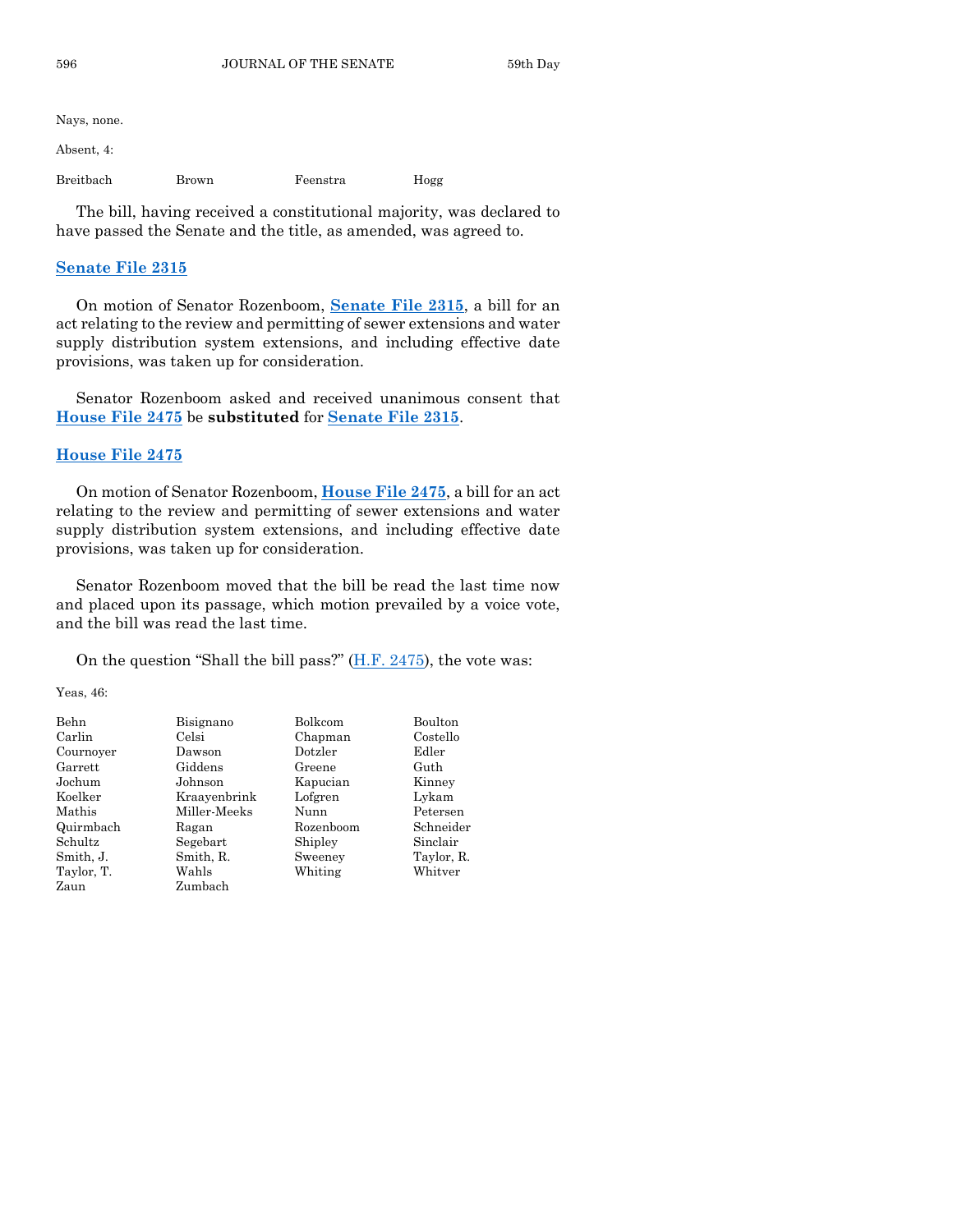Nays, none.

Absent, 4:

| | | | |
|---|---|---|---|
| Breitbach | Brown | Feenstra | Hogg |

The bill, having received a constitutional majority, was declared to have passed the Senate and the title, as amended, was agreed to.

## Senate File 2315

On motion of Senator Rozenboom, **Senate File 2315**, a bill for an act relating to the review and permitting of sewer extensions and water supply distribution system extensions, and including effective date provisions, was taken up for consideration.

Senator Rozenboom asked and received unanimous consent that **House File 2475** be **substituted** for **Senate File 2315**.

## House File 2475

On motion of Senator Rozenboom, **House File 2475**, a bill for an act relating to the review and permitting of sewer extensions and water supply distribution system extensions, and including effective date provisions, was taken up for consideration.

Senator Rozenboom moved that the bill be read the last time now and placed upon its passage, which motion prevailed by a voice vote, and the bill was read the last time.

On the question "Shall the bill pass?" (H.F. 2475), the vote was:

Yeas, 46:

| | | | |
|---|---|---|---|
| Behn | Bisignano | Bolkcom | Boulton |
| Carlin | Celsi | Chapman | Costello |
| Cournoyer | Dawson | Dotzler | Edler |
| Garrett | Giddens | Greene | Guth |
| Jochum | Johnson | Kapucian | Kinney |
| Koelker | Kraayenbrink | Lofgren | Lykam |
| Mathis | Miller-Meeks | Nunn | Petersen |
| Quirmbach | Ragan | Rozenboom | Schneider |
| Schultz | Segebart | Shipley | Sinclair |
| Smith, J. | Smith, R. | Sweeney | Taylor, R. |
| Taylor, T. | Wahls | Whiting | Whitver |
| Zaun | Zumbach | | |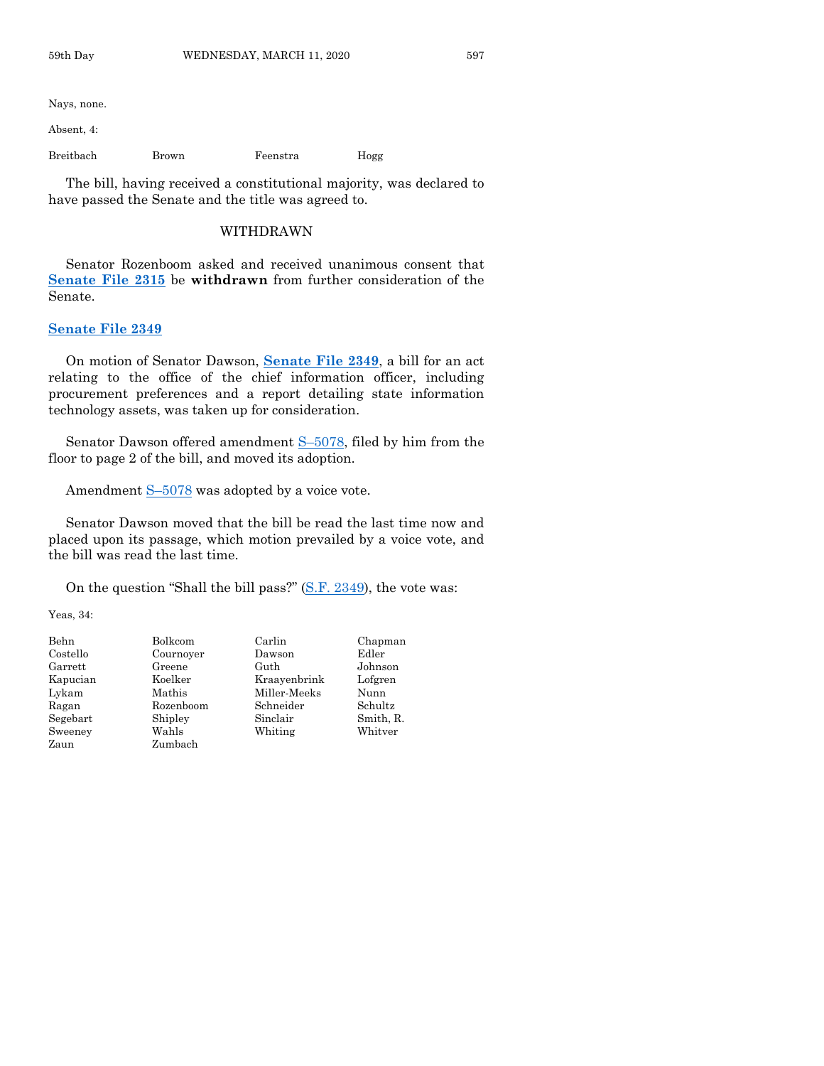Nays, none.

Absent, 4:

| | | | |
|---|---|---|---|
| Breitbach | Brown | Feenstra | Hogg |

The bill, having received a constitutional majority, was declared to have passed the Senate and the title was agreed to.

WITHDRAWN

Senator Rozenboom asked and received unanimous consent that **Senate File 2315** be **withdrawn** from further consideration of the Senate.

**Senate File 2349**

On motion of Senator Dawson, **Senate File 2349**, a bill for an act relating to the office of the chief information officer, including procurement preferences and a report detailing state information technology assets, was taken up for consideration.

Senator Dawson offered amendment S–5078, filed by him from the floor to page 2 of the bill, and moved its adoption.

Amendment S–5078 was adopted by a voice vote.

Senator Dawson moved that the bill be read the last time now and placed upon its passage, which motion prevailed by a voice vote, and the bill was read the last time.

On the question "Shall the bill pass?" (S.F. 2349), the vote was:

Yeas, 34:

| | | | |
|---|---|---|---|
| Behn | Bolkcom | Carlin | Chapman |
| Costello | Cournoyer | Dawson | Edler |
| Garrett | Greene | Guth | Johnson |
| Kapucian | Koelker | Kraayenbrink | Lofgren |
| Lykam | Mathis | Miller-Meeks | Nunn |
| Ragan | Rozenboom | Schneider | Schultz |
| Segebart | Shipley | Sinclair | Smith, R. |
| Sweeney | Wahls | Whiting | Whitver |
| Zaun | Zumbach | | |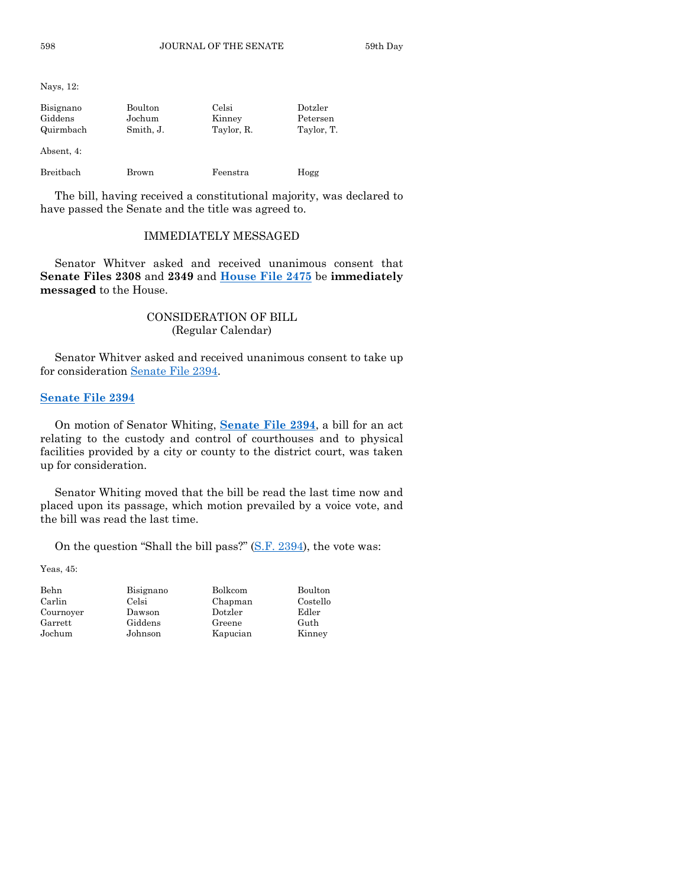Nays, 12:

| | | | |
|---|---|---|---|
| Bisignano | Boulton | Celsi | Dotzler |
| Giddens | Jochum | Kinney | Petersen |
| Quirmbach | Smith, J. | Taylor, R. | Taylor, T. |

Absent, 4:

| | | | |
|---|---|---|---|
| Breitbach | Brown | Feenstra | Hogg |

The bill, having received a constitutional majority, was declared to have passed the Senate and the title was agreed to.

## IMMEDIATELY MESSAGED

Senator Whitver asked and received unanimous consent that **Senate Files 2308** and **2349** and **House File 2475** be **immediately messaged** to the House.

## CONSIDERATION OF BILL
(Regular Calendar)

Senator Whitver asked and received unanimous consent to take up for consideration Senate File 2394.

### Senate File 2394

On motion of Senator Whiting, **Senate File 2394**, a bill for an act relating to the custody and control of courthouses and to physical facilities provided by a city or county to the district court, was taken up for consideration.

Senator Whiting moved that the bill be read the last time now and placed upon its passage, which motion prevailed by a voice vote, and the bill was read the last time.

On the question "Shall the bill pass?" (S.F. 2394), the vote was:

Yeas, 45:

| | | | |
|---|---|---|---|
| Behn | Bisignano | Bolkcom | Boulton |
| Carlin | Celsi | Chapman | Costello |
| Cournoyer | Dawson | Dotzler | Edler |
| Garrett | Giddens | Greene | Guth |
| Jochum | Johnson | Kapucian | Kinney |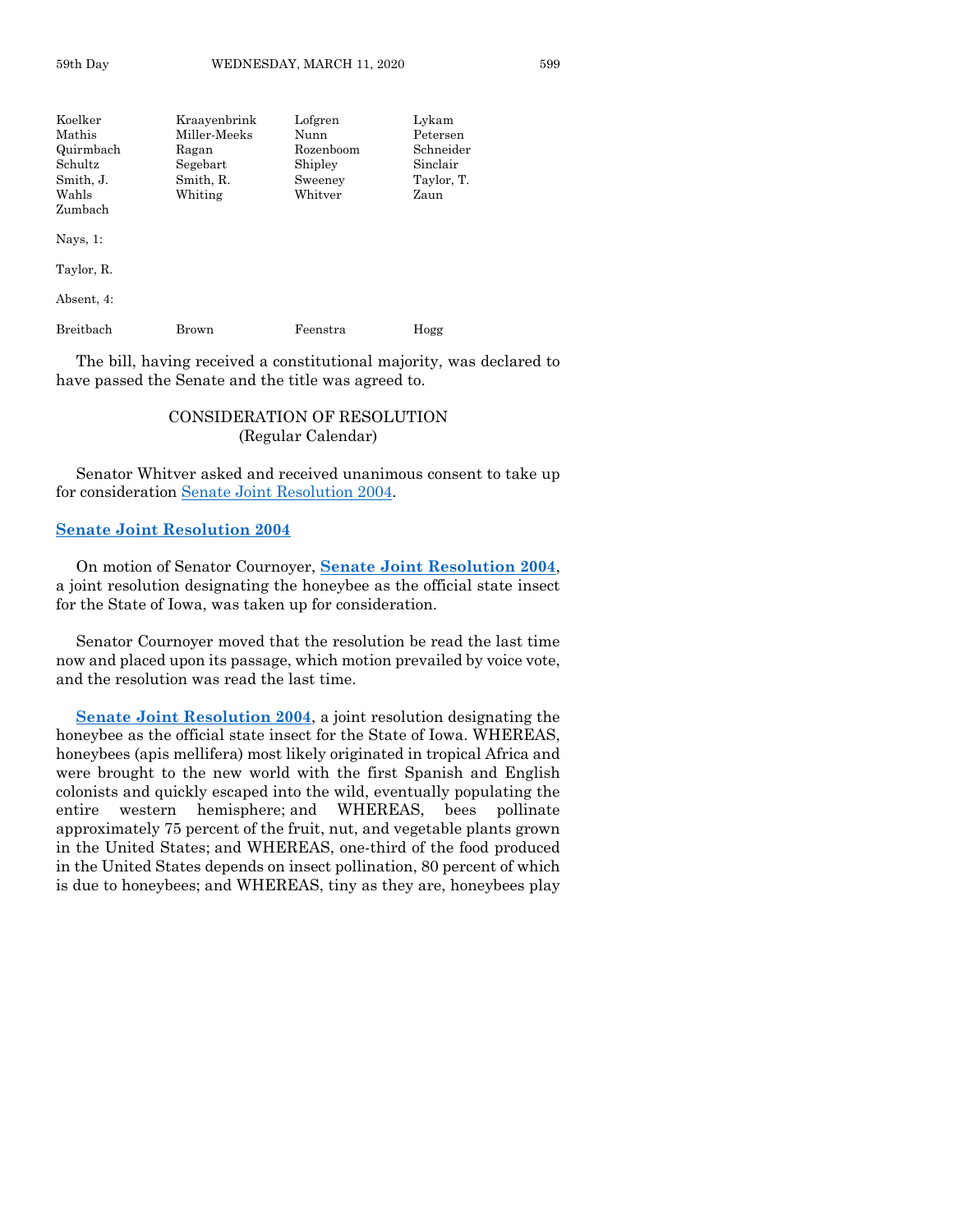| | | | |
|---|---|---|---|
| Koelker | Kraayenbrink | Lofgren | Lykam |
| Mathis | Miller-Meeks | Nunn | Petersen |
| Quirmbach | Ragan | Rozenboom | Schneider |
| Schultz | Segebart | Shipley | Sinclair |
| Smith, J. | Smith, R. | Sweeney | Taylor, T. |
| Wahls | Whiting | Whitver | Zaun |
| Zumbach | | | |

Nays, 1:

Taylor, R.

Absent, 4:

| | | | |
|---|---|---|---|
| Breitbach | Brown | Feenstra | Hogg |

The bill, having received a constitutional majority, was declared to have passed the Senate and the title was agreed to.

## CONSIDERATION OF RESOLUTION
(Regular Calendar)

Senator Whitver asked and received unanimous consent to take up for consideration Senate Joint Resolution 2004.

**Senate Joint Resolution 2004**

On motion of Senator Cournoyer, **Senate Joint Resolution 2004**, a joint resolution designating the honeybee as the official state insect for the State of Iowa, was taken up for consideration.

Senator Cournoyer moved that the resolution be read the last time now and placed upon its passage, which motion prevailed by voice vote, and the resolution was read the last time.

**Senate Joint Resolution 2004**, a joint resolution designating the honeybee as the official state insect for the State of Iowa. WHEREAS, honeybees (apis mellifera) most likely originated in tropical Africa and were brought to the new world with the first Spanish and English colonists and quickly escaped into the wild, eventually populating the entire western hemisphere; and WHEREAS, bees pollinate approximately 75 percent of the fruit, nut, and vegetable plants grown in the United States; and WHEREAS, one-third of the food produced in the United States depends on insect pollination, 80 percent of which is due to honeybees; and WHEREAS, tiny as they are, honeybees play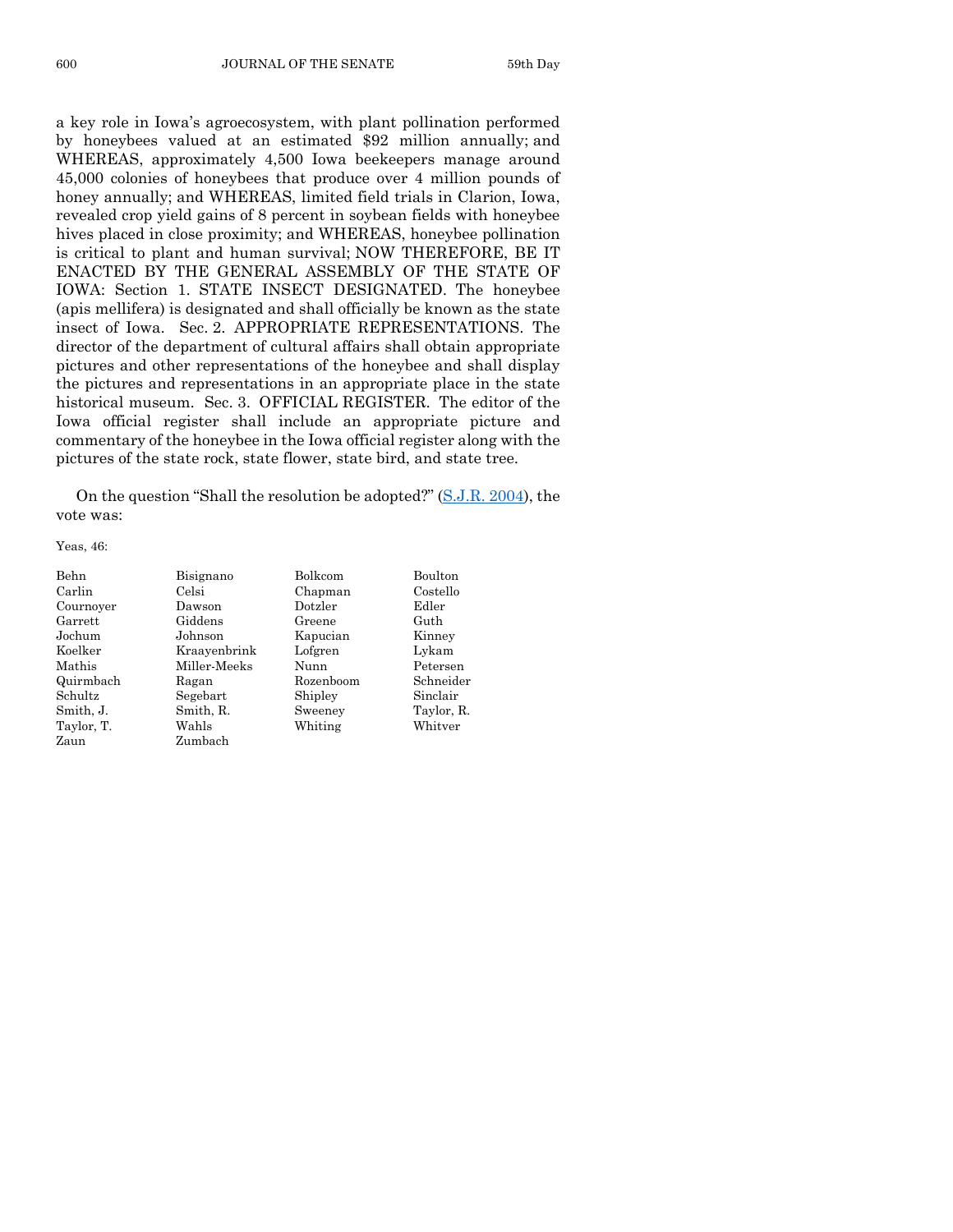a key role in Iowa's agroecosystem, with plant pollination performed by honeybees valued at an estimated $92 million annually; and WHEREAS, approximately 4,500 Iowa beekeepers manage around 45,000 colonies of honeybees that produce over 4 million pounds of honey annually; and WHEREAS, limited field trials in Clarion, Iowa, revealed crop yield gains of 8 percent in soybean fields with honeybee hives placed in close proximity; and WHEREAS, honeybee pollination is critical to plant and human survival; NOW THEREFORE, BE IT ENACTED BY THE GENERAL ASSEMBLY OF THE STATE OF IOWA: Section 1. STATE INSECT DESIGNATED. The honeybee (apis mellifera) is designated and shall officially be known as the state insect of Iowa. Sec. 2. APPROPRIATE REPRESENTATIONS. The director of the department of cultural affairs shall obtain appropriate pictures and other representations of the honeybee and shall display the pictures and representations in an appropriate place in the state historical museum. Sec. 3. OFFICIAL REGISTER. The editor of the Iowa official register shall include an appropriate picture and commentary of the honeybee in the Iowa official register along with the pictures of the state rock, state flower, state bird, and state tree.

On the question "Shall the resolution be adopted?" (S.J.R. 2004), the vote was:

Yeas, 46:

| | | | |
|---|---|---|---|
| Behn | Bisignano | Bolkcom | Boulton |
| Carlin | Celsi | Chapman | Costello |
| Cournoyer | Dawson | Dotzler | Edler |
| Garrett | Giddens | Greene | Guth |
| Jochum | Johnson | Kapucian | Kinney |
| Koelker | Kraayenbrink | Lofgren | Lykam |
| Mathis | Miller-Meeks | Nunn | Petersen |
| Quirmbach | Ragan | Rozenboom | Schneider |
| Schultz | Segebart | Shipley | Sinclair |
| Smith, J. | Smith, R. | Sweeney | Taylor, R. |
| Taylor, T. | Wahls | Whiting | Whitver |
| Zaun | Zumbach | | |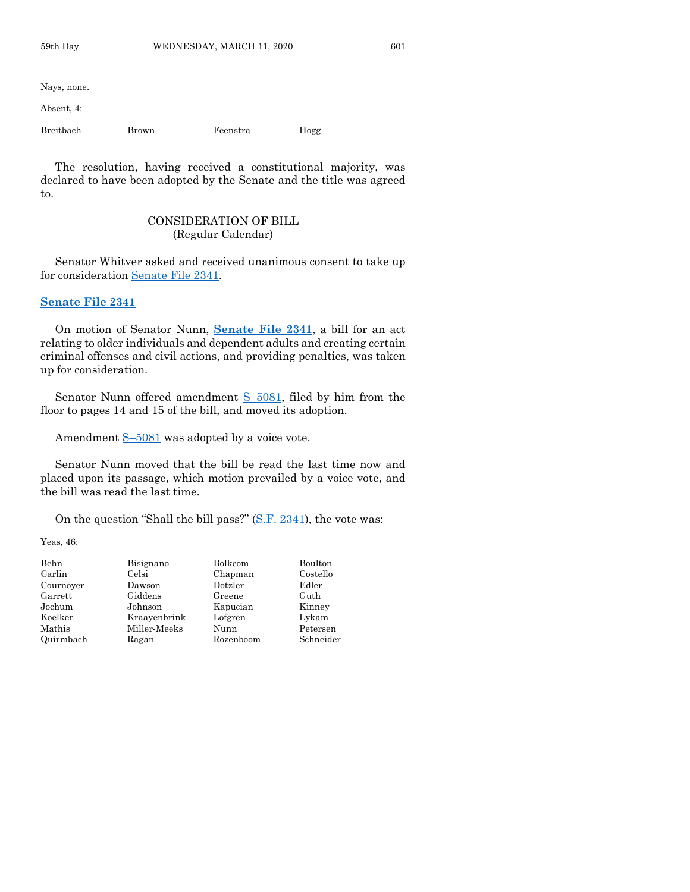Nays, none.

Absent, 4:

| | | | |
|---|---|---|---|
| Breitbach | Brown | Feenstra | Hogg |

The resolution, having received a constitutional majority, was declared to have been adopted by the Senate and the title was agreed to.

## CONSIDERATION OF BILL
(Regular Calendar)

Senator Whitver asked and received unanimous consent to take up for consideration Senate File 2341.

### Senate File 2341

On motion of Senator Nunn, **Senate File 2341**, a bill for an act relating to older individuals and dependent adults and creating certain criminal offenses and civil actions, and providing penalties, was taken up for consideration.

Senator Nunn offered amendment S–5081, filed by him from the floor to pages 14 and 15 of the bill, and moved its adoption.

Amendment S–5081 was adopted by a voice vote.

Senator Nunn moved that the bill be read the last time now and placed upon its passage, which motion prevailed by a voice vote, and the bill was read the last time.

On the question "Shall the bill pass?" (S.F. 2341), the vote was:

Yeas, 46:

| | | | |
|---|---|---|---|
| Behn | Bisignano | Bolkcom | Boulton |
| Carlin | Celsi | Chapman | Costello |
| Cournoyer | Dawson | Dotzler | Edler |
| Garrett | Giddens | Greene | Guth |
| Jochum | Johnson | Kapucian | Kinney |
| Koelker | Kraayenbrink | Lofgren | Lykam |
| Mathis | Miller-Meeks | Nunn | Petersen |
| Quirmbach | Ragan | Rozenboom | Schneider |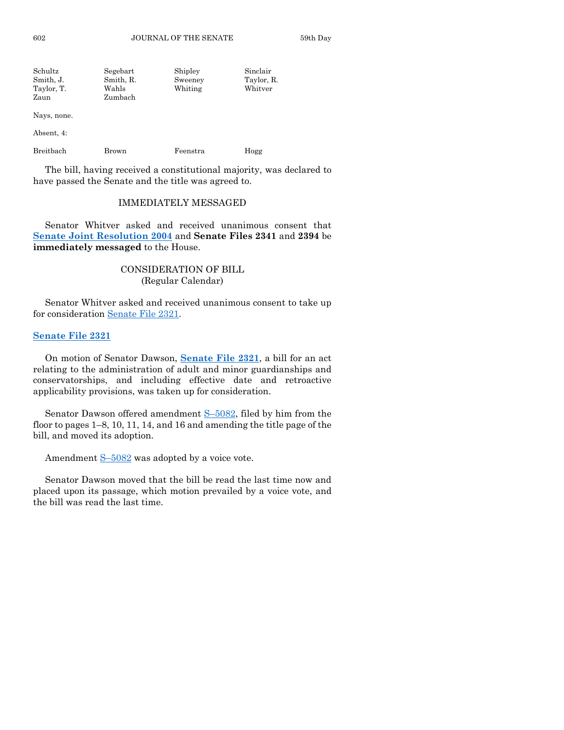| | | | |
|---|---|---|---|
| Schultz | Segebart | Shipley | Sinclair |
| Smith, J. | Smith, R. | Sweeney | Taylor, R. |
| Taylor, T. | Wahls | Whiting | Whitver |
| Zaun | Zumbach | | |

Nays, none.

Absent, 4:

| | | | |
|---|---|---|---|
| Breitbach | Brown | Feenstra | Hogg |

The bill, having received a constitutional majority, was declared to have passed the Senate and the title was agreed to.

## IMMEDIATELY MESSAGED

Senator Whitver asked and received unanimous consent that **Senate Joint Resolution 2004** and **Senate Files 2341** and **2394** be **immediately messaged** to the House.

## CONSIDERATION OF BILL
(Regular Calendar)

Senator Whitver asked and received unanimous consent to take up for consideration Senate File 2321.

**Senate File 2321**

On motion of Senator Dawson, **Senate File 2321**, a bill for an act relating to the administration of adult and minor guardianships and conservatorships, and including effective date and retroactive applicability provisions, was taken up for consideration.

Senator Dawson offered amendment S–5082, filed by him from the floor to pages 1–8, 10, 11, 14, and 16 and amending the title page of the bill, and moved its adoption.

Amendment S–5082 was adopted by a voice vote.

Senator Dawson moved that the bill be read the last time now and placed upon its passage, which motion prevailed by a voice vote, and the bill was read the last time.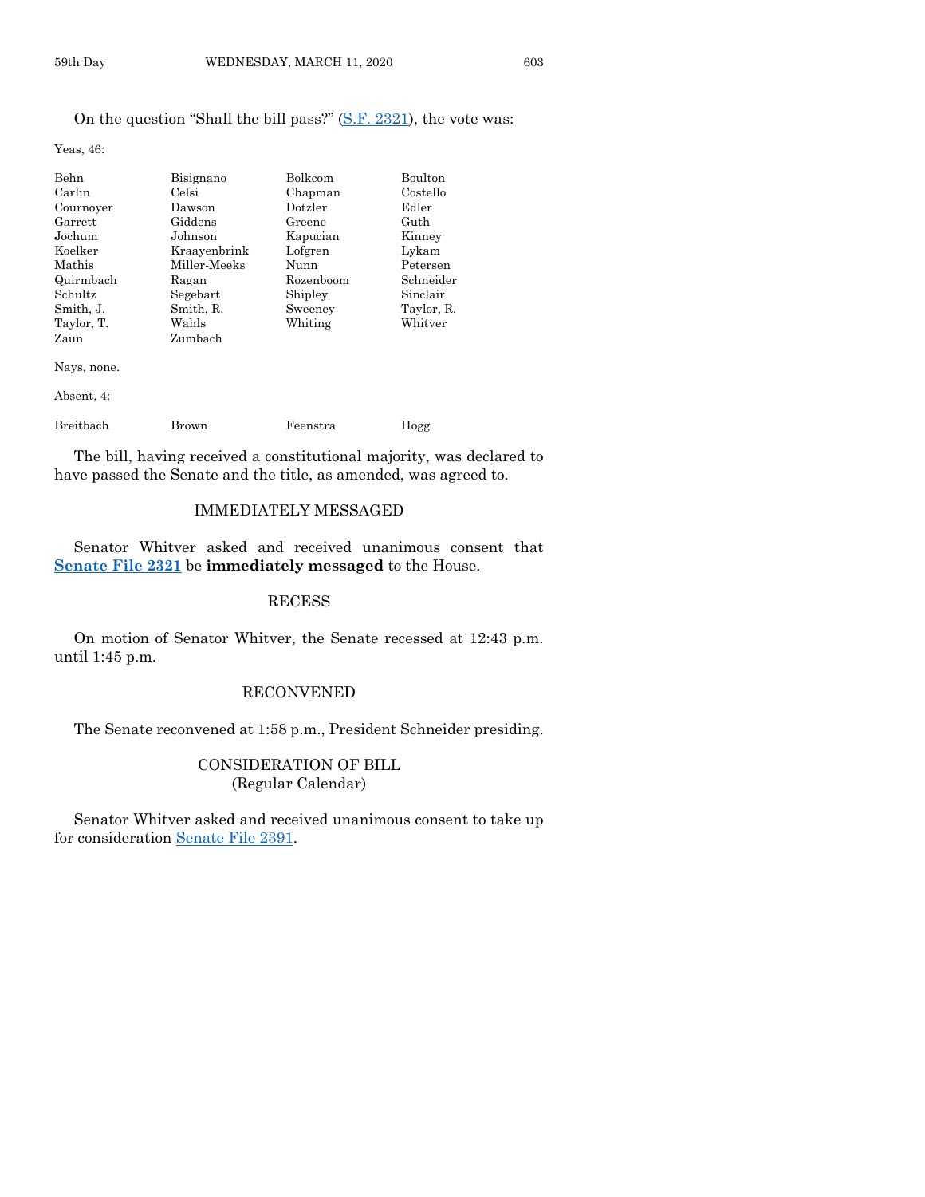On the question "Shall the bill pass?" (S.F. 2321), the vote was:

Yeas, 46:

| | | | |
|---|---|---|---|
| Behn | Bisignano | Bolkcom | Boulton |
| Carlin | Celsi | Chapman | Costello |
| Cournoyer | Dawson | Dotzler | Edler |
| Garrett | Giddens | Greene | Guth |
| Jochum | Johnson | Kapucian | Kinney |
| Koelker | Kraayenbrink | Lofgren | Lykam |
| Mathis | Miller-Meeks | Nunn | Petersen |
| Quirmbach | Ragan | Rozenboom | Schneider |
| Schultz | Segebart | Shipley | Sinclair |
| Smith, J. | Smith, R. | Sweeney | Taylor, R. |
| Taylor, T. | Wahls | Whiting | Whitver |
| Zaun | Zumbach | | |

Nays, none.

Absent, 4:

| | | | |
|---|---|---|---|
| Breitbach | Brown | Feenstra | Hogg |

The bill, having received a constitutional majority, was declared to have passed the Senate and the title, as amended, was agreed to.

## IMMEDIATELY MESSAGED

Senator Whitver asked and received unanimous consent that **Senate File 2321** be **immediately messaged** to the House.

## RECESS

On motion of Senator Whitver, the Senate recessed at 12:43 p.m. until 1:45 p.m.

## RECONVENED

The Senate reconvened at 1:58 p.m., President Schneider presiding.

## CONSIDERATION OF BILL
(Regular Calendar)

Senator Whitver asked and received unanimous consent to take up for consideration Senate File 2391.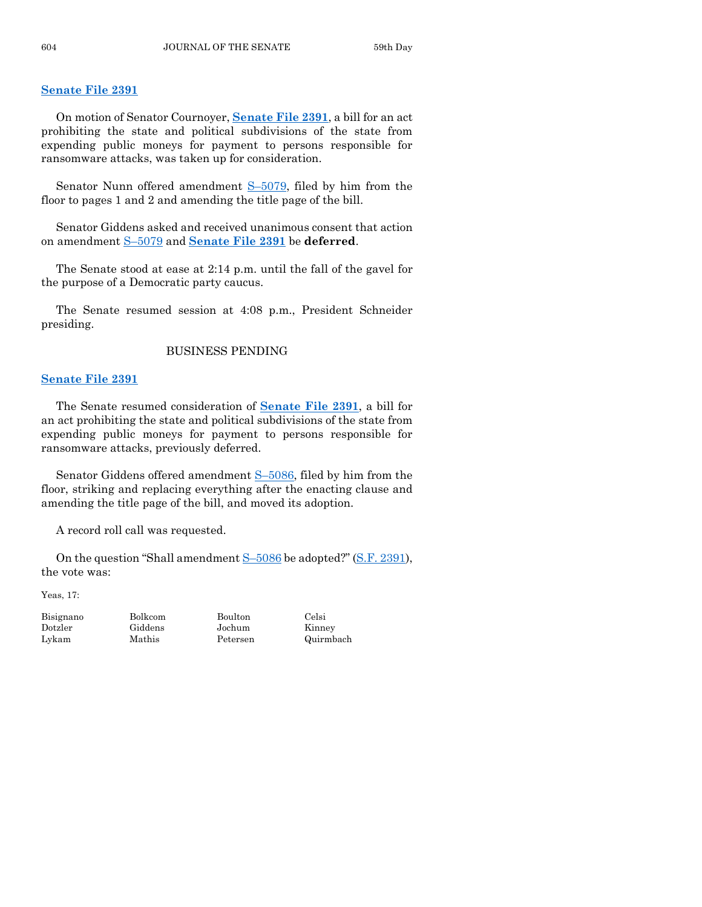**Senate File 2391**

On motion of Senator Cournoyer, **Senate File 2391**, a bill for an act prohibiting the state and political subdivisions of the state from expending public moneys for payment to persons responsible for ransomware attacks, was taken up for consideration.

Senator Nunn offered amendment S–5079, filed by him from the floor to pages 1 and 2 and amending the title page of the bill.

Senator Giddens asked and received unanimous consent that action on amendment S–5079 and **Senate File 2391** be **deferred**.

The Senate stood at ease at 2:14 p.m. until the fall of the gavel for the purpose of a Democratic party caucus.

The Senate resumed session at 4:08 p.m., President Schneider presiding.

BUSINESS PENDING

**Senate File 2391**

The Senate resumed consideration of **Senate File 2391**, a bill for an act prohibiting the state and political subdivisions of the state from expending public moneys for payment to persons responsible for ransomware attacks, previously deferred.

Senator Giddens offered amendment S–5086, filed by him from the floor, striking and replacing everything after the enacting clause and amending the title page of the bill, and moved its adoption.

A record roll call was requested.

On the question "Shall amendment S–5086 be adopted?" (S.F. 2391), the vote was:

Yeas, 17:

| | | | |
|---|---|---|---|
| Bisignano | Bolkcom | Boulton | Celsi |
| Dotzler | Giddens | Jochum | Kinney |
| Lykam | Mathis | Petersen | Quirmbach |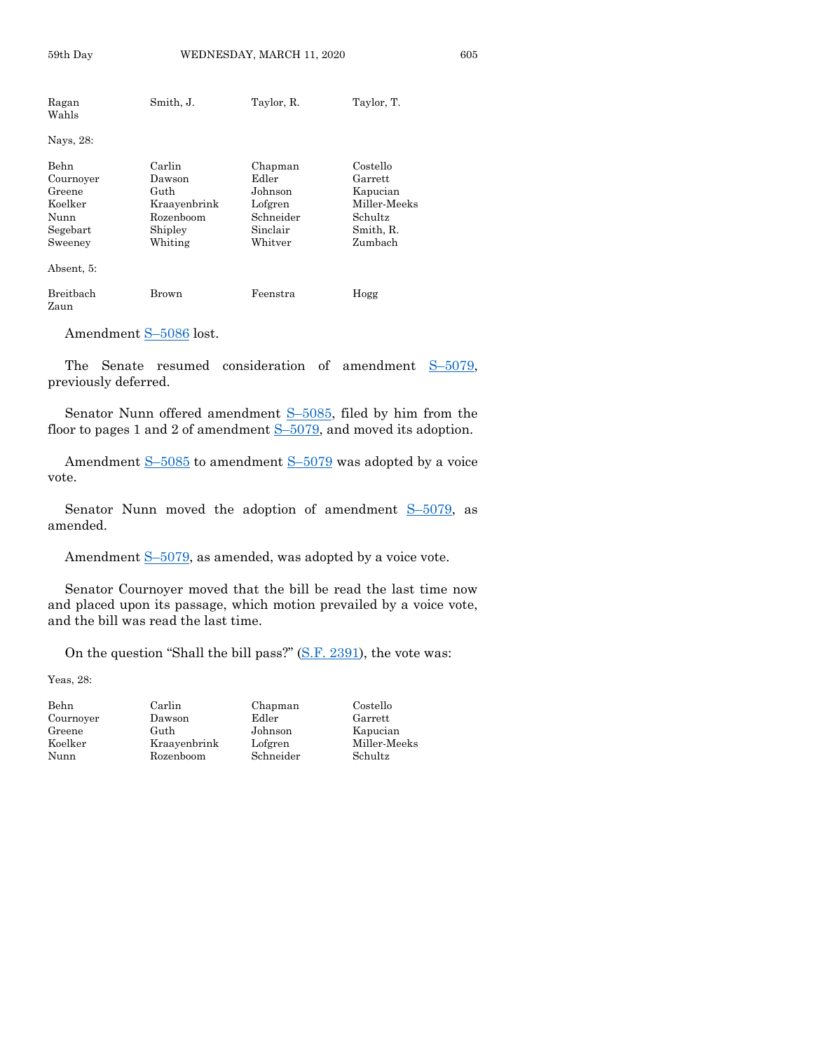| | | | |
|---|---|---|---|
| Ragan | Smith, J. | Taylor, R. | Taylor, T. |
| Wahls | | | |

Nays, 28:

| | | | |
|---|---|---|---|
| Behn | Carlin | Chapman | Costello |
| Cournoyer | Dawson | Edler | Garrett |
| Greene | Guth | Johnson | Kapucian |
| Koelker | Kraayenbrink | Lofgren | Miller-Meeks |
| Nunn | Rozenboom | Schneider | Schultz |
| Segebart | Shipley | Sinclair | Smith, R. |
| Sweeney | Whiting | Whitver | Zumbach |

Absent, 5:

| | | | |
|---|---|---|---|
| Breitbach | Brown | Feenstra | Hogg |
| Zaun | | | |

Amendment S–5086 lost.

The Senate resumed consideration of amendment S–5079, previously deferred.

Senator Nunn offered amendment S–5085, filed by him from the floor to pages 1 and 2 of amendment S–5079, and moved its adoption.

Amendment S–5085 to amendment S–5079 was adopted by a voice vote.

Senator Nunn moved the adoption of amendment S–5079, as amended.

Amendment S–5079, as amended, was adopted by a voice vote.

Senator Cournoyer moved that the bill be read the last time now and placed upon its passage, which motion prevailed by a voice vote, and the bill was read the last time.

On the question "Shall the bill pass?" (S.F. 2391), the vote was:

Yeas, 28:

| | | | |
|---|---|---|---|
| Behn | Carlin | Chapman | Costello |
| Cournoyer | Dawson | Edler | Garrett |
| Greene | Guth | Johnson | Kapucian |
| Koelker | Kraayenbrink | Lofgren | Miller-Meeks |
| Nunn | Rozenboom | Schneider | Schultz |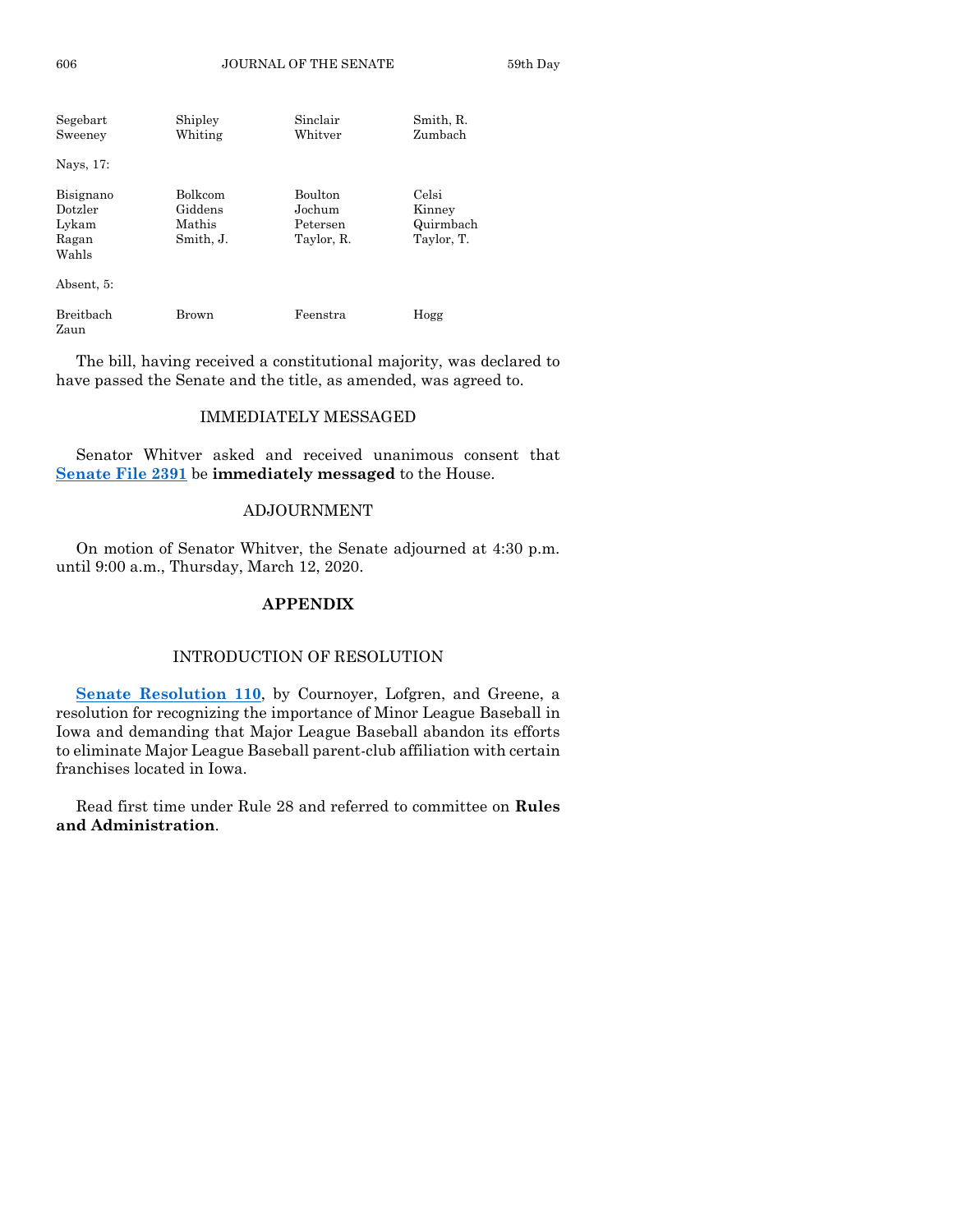| | | | |
|---|---|---|---|
| Segebart | Shipley | Sinclair | Smith, R. |
| Sweeney | Whiting | Whitver | Zumbach |

Nays, 17:

| | | | |
|---|---|---|---|
| Bisignano | Bolkcom | Boulton | Celsi |
| Dotzler | Giddens | Jochum | Kinney |
| Lykam | Mathis | Petersen | Quirmbach |
| Ragan | Smith, J. | Taylor, R. | Taylor, T. |
| Wahls | | | |

Absent, 5:

| | | | |
|---|---|---|---|
| Breitbach | Brown | Feenstra | Hogg |
| Zaun | | | |

The bill, having received a constitutional majority, was declared to have passed the Senate and the title, as amended, was agreed to.

## IMMEDIATELY MESSAGED

Senator Whitver asked and received unanimous consent that **Senate File 2391** be **immediately messaged** to the House.

## ADJOURNMENT

On motion of Senator Whitver, the Senate adjourned at 4:30 p.m. until 9:00 a.m., Thursday, March 12, 2020.

# APPENDIX

## INTRODUCTION OF RESOLUTION

**Senate Resolution 110**, by Cournoyer, Lofgren, and Greene, a resolution for recognizing the importance of Minor League Baseball in Iowa and demanding that Major League Baseball abandon its efforts to eliminate Major League Baseball parent-club affiliation with certain franchises located in Iowa.

Read first time under Rule 28 and referred to committee on **Rules and Administration**.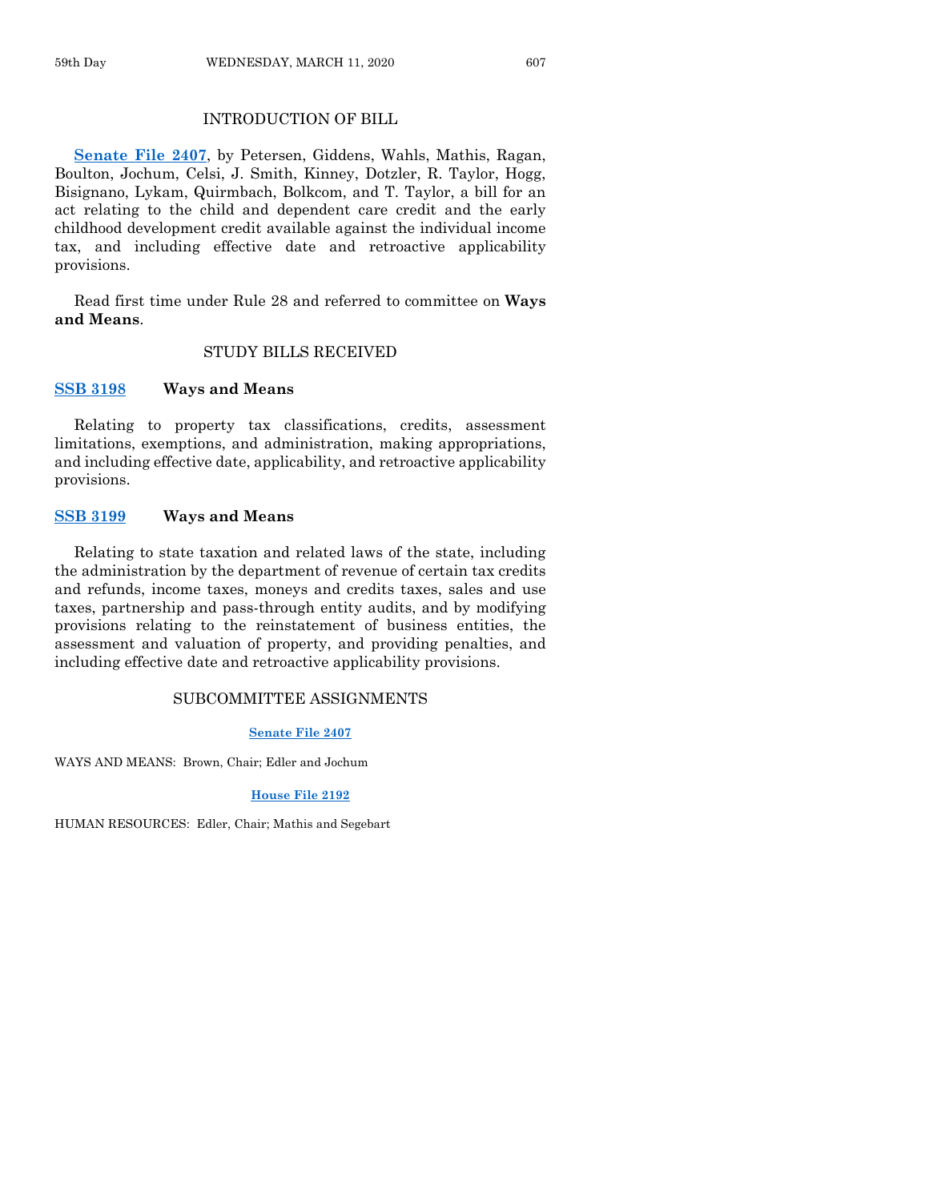## INTRODUCTION OF BILL

**Senate File 2407**, by Petersen, Giddens, Wahls, Mathis, Ragan, Boulton, Jochum, Celsi, J. Smith, Kinney, Dotzler, R. Taylor, Hogg, Bisignano, Lykam, Quirmbach, Bolkcom, and T. Taylor, a bill for an act relating to the child and dependent care credit and the early childhood development credit available against the individual income tax, and including effective date and retroactive applicability provisions.

Read first time under Rule 28 and referred to committee on **Ways and Means**.

## STUDY BILLS RECEIVED

**SSB 3198** **Ways and Means**

Relating to property tax classifications, credits, assessment limitations, exemptions, and administration, making appropriations, and including effective date, applicability, and retroactive applicability provisions.

**SSB 3199** **Ways and Means**

Relating to state taxation and related laws of the state, including the administration by the department of revenue of certain tax credits and refunds, income taxes, moneys and credits taxes, sales and use taxes, partnership and pass-through entity audits, and by modifying provisions relating to the reinstatement of business entities, the assessment and valuation of property, and providing penalties, and including effective date and retroactive applicability provisions.

## SUBCOMMITTEE ASSIGNMENTS

**Senate File 2407**

WAYS AND MEANS: Brown, Chair; Edler and Jochum

**House File 2192**

HUMAN RESOURCES: Edler, Chair; Mathis and Segebart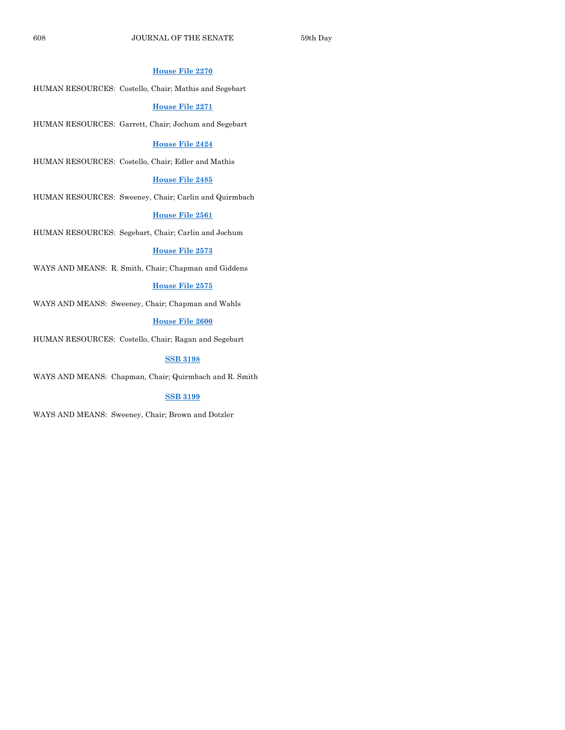**House File 2270**

HUMAN RESOURCES: Costello, Chair; Mathis and Segebart

**House File 2271**

HUMAN RESOURCES: Garrett, Chair; Jochum and Segebart

**House File 2424**

HUMAN RESOURCES: Costello, Chair; Edler and Mathis

**House File 2485**

HUMAN RESOURCES: Sweeney, Chair; Carlin and Quirmbach

**House File 2561**

HUMAN RESOURCES: Segebart, Chair; Carlin and Jochum

**House File 2573**

WAYS AND MEANS: R. Smith, Chair; Chapman and Giddens

**House File 2575**

WAYS AND MEANS: Sweeney, Chair; Chapman and Wahls

**House File 2600**

HUMAN RESOURCES: Costello, Chair; Ragan and Segebart

**SSB 3198**

WAYS AND MEANS: Chapman, Chair; Quirmbach and R. Smith

**SSB 3199**

WAYS AND MEANS: Sweeney, Chair; Brown and Dotzler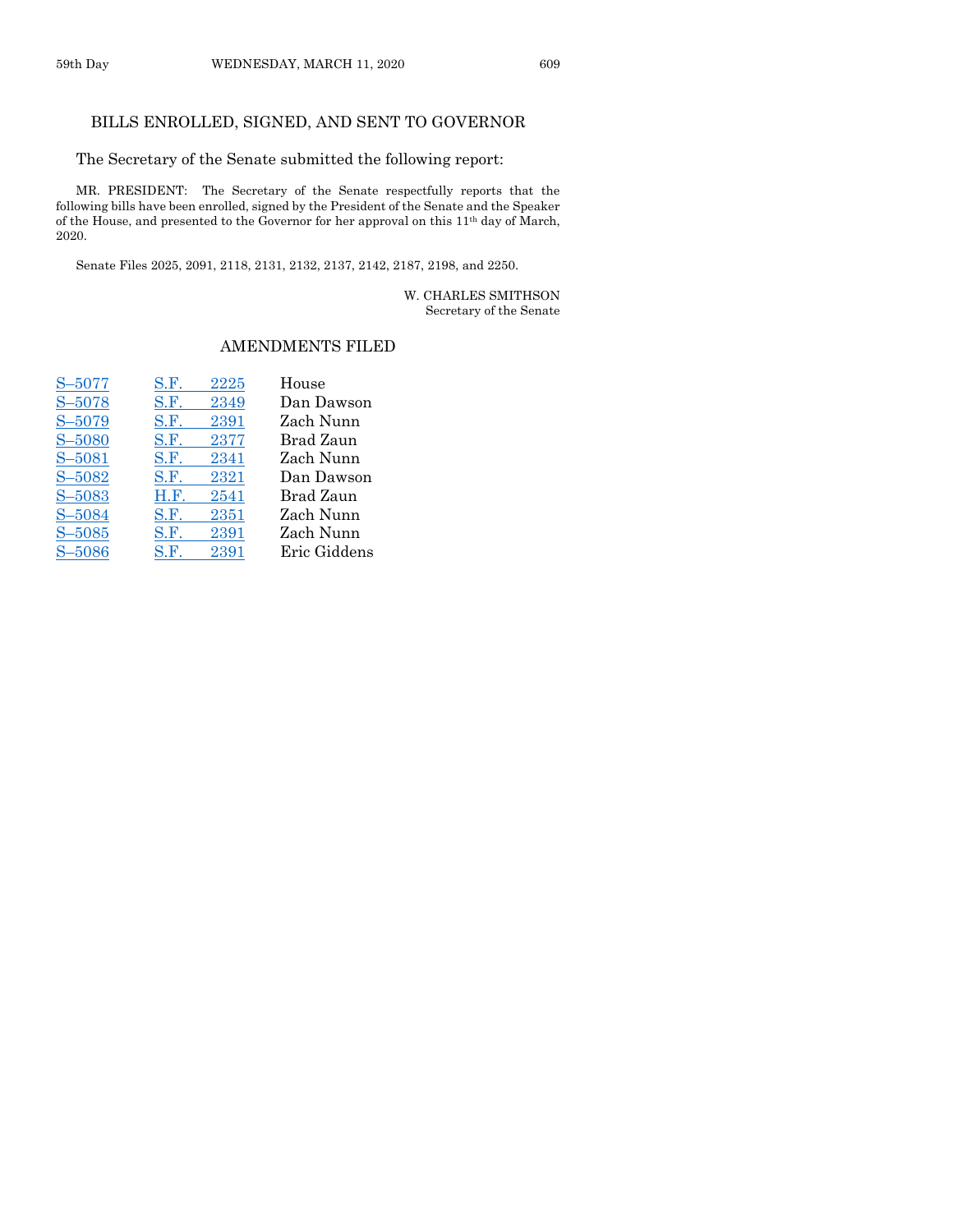## BILLS ENROLLED, SIGNED, AND SENT TO GOVERNOR

The Secretary of the Senate submitted the following report:

MR. PRESIDENT: The Secretary of the Senate respectfully reports that the following bills have been enrolled, signed by the President of the Senate and the Speaker of the House, and presented to the Governor for her approval on this 11th day of March, 2020.

Senate Files 2025, 2091, 2118, 2131, 2132, 2137, 2142, 2187, 2198, and 2250.

W. CHARLES SMITHSON
Secretary of the Senate

## AMENDMENTS FILED

| | | |
|---|---|---|
| S–5077 | S.F. 2225 | House |
| S–5078 | S.F. 2349 | Dan Dawson |
| S–5079 | S.F. 2391 | Zach Nunn |
| S–5080 | S.F. 2377 | Brad Zaun |
| S–5081 | S.F. 2341 | Zach Nunn |
| S–5082 | S.F. 2321 | Dan Dawson |
| S–5083 | H.F. 2541 | Brad Zaun |
| S–5084 | S.F. 2351 | Zach Nunn |
| S–5085 | S.F. 2391 | Zach Nunn |
| S–5086 | S.F. 2391 | Eric Giddens |